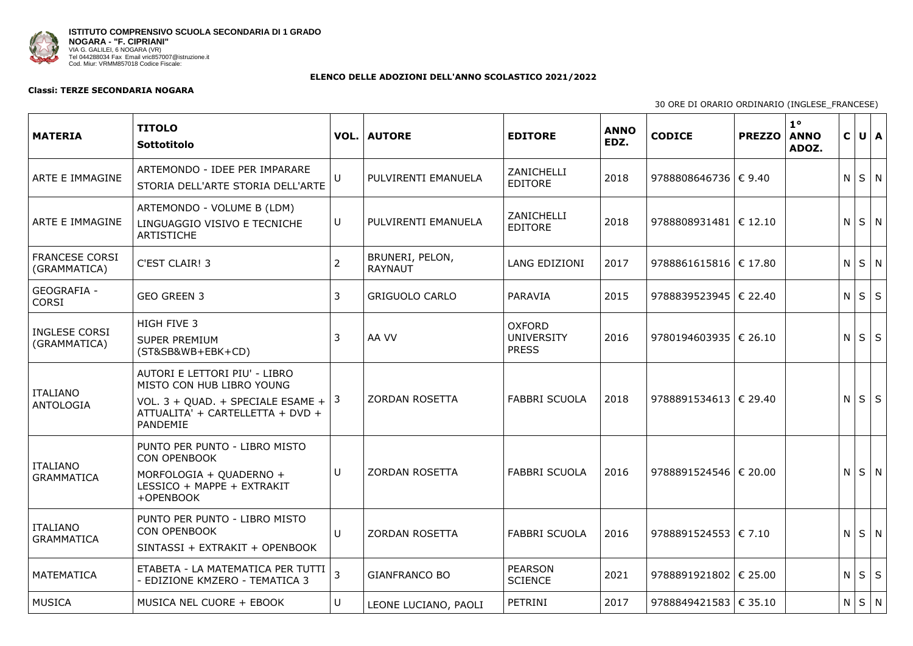**ISTITUTO COMPRENSIVO SCUOLA SECONDARIA DI 1 GRADO**
**NOGARA - "F. CIPRIANI"**
VIA G. GALILEI, 6 NOGARA (VR)
Tel 044288034 Fax Email vric857007@istruzione.it
Cod. Miur: VRMM857018 Codice Fiscale:

**ELENCO DELLE ADOZIONI DELL'ANNO SCOLASTICO 2021/2022**

**Classi: TERZE SECONDARIA NOGARA**

30 ORE DI ORARIO ORDINARIO (INGLESE_FRANCESE)

| MATERIA | TITOLO Sottotitolo | VOL. | AUTORE | EDITORE | ANNO EDZ. | CODICE | PREZZO | 1° ANNO ADOZ. | C | U | A |
|---|---|---|---|---|---|---|---|---|---|---|---|
| ARTE E IMMAGINE | ARTEMONDO - IDEE PER IMPARARE<br>STORIA DELL'ARTE STORIA DELL'ARTE | U | PULVIRENTI EMANUELA | ZANICHELLI EDITORE | 2018 | 9788808646736 | € 9.40 | | N | S | N |
| ARTE E IMMAGINE | ARTEMONDO - VOLUME B (LDM)<br>LINGUAGGIO VISIVO E TECNICHE ARTISTICHE | U | PULVIRENTI EMANUELA | ZANICHELLI EDITORE | 2018 | 9788808931481 | € 12.10 | | N | S | N |
| FRANCESE CORSI (GRAMMATICA) | C'EST CLAIR! 3 | 2 | BRUNERI, PELON, RAYNAUT | LANG EDIZIONI | 2017 | 9788861615816 | € 17.80 | | N | S | N |
| GEOGRAFIA - CORSI | GEO GREEN 3 | 3 | GRIGUOLO CARLO | PARAVIA | 2015 | 9788839523945 | € 22.40 | | N | S | S |
| INGLESE CORSI (GRAMMATICA) | HIGH FIVE 3<br>SUPER PREMIUM (ST&SB&WB+EBK+CD) | 3 | AA VV | OXFORD UNIVERSITY PRESS | 2016 | 9780194603935 | € 26.10 | | N | S | S |
| ITALIANO ANTOLOGIA | AUTORI E LETTORI PIU' - LIBRO MISTO CON HUB LIBRO YOUNG<br>VOL. 3 + QUAD. + SPECIALE ESAME + ATTUALITA' + CARTELLETTA + DVD + PANDEMIE | 3 | ZORDAN ROSETTA | FABBRI SCUOLA | 2018 | 9788891534613 | € 29.40 | | N | S | S |
| ITALIANO GRAMMATICA | PUNTO PER PUNTO - LIBRO MISTO CON OPENBOOK<br>MORFOLOGIA + QUADERNO + LESSICO + MAPPE + EXTRAKIT +OPENBOOK | U | ZORDAN ROSETTA | FABBRI SCUOLA | 2016 | 9788891524546 | € 20.00 | | N | S | N |
| ITALIANO GRAMMATICA | PUNTO PER PUNTO - LIBRO MISTO CON OPENBOOK<br>SINTASSI + EXTRAKIT + OPENBOOK | U | ZORDAN ROSETTA | FABBRI SCUOLA | 2016 | 9788891524553 | € 7.10 | | N | S | N |
| MATEMATICA | ETABETA - LA MATEMATICA PER TUTTI - EDIZIONE KMZERO - TEMATICA 3 | 3 | GIANFRANCO BO | PEARSON SCIENCE | 2021 | 9788891921802 | € 25.00 | | N | S | S |
| MUSICA | MUSICA NEL CUORE + EBOOK | U | LEONE LUCIANO, PAOLI | PETRINI | 2017 | 9788849421583 | € 35.10 | | N | S | N |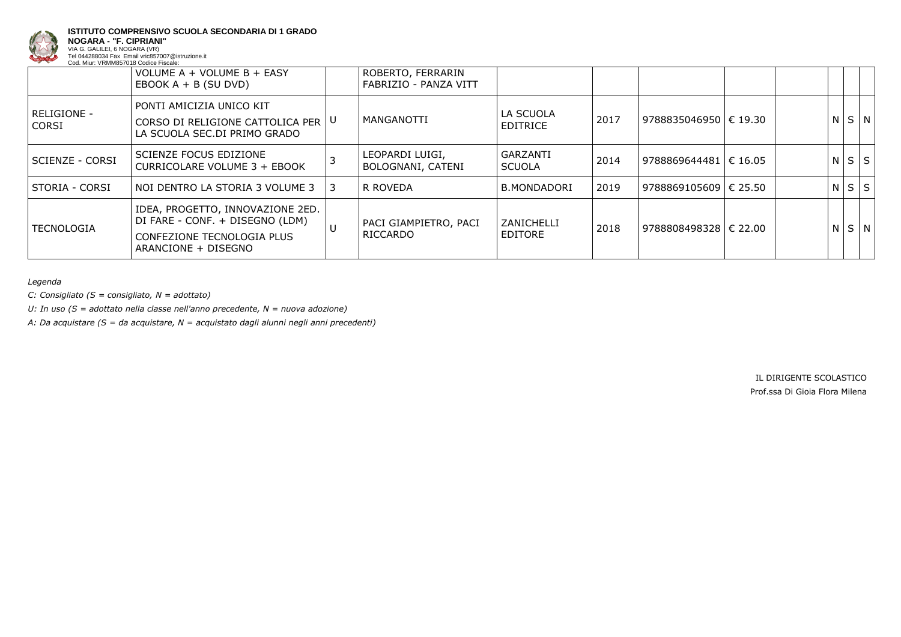| | | | | | | | | | | | |
|---|---|---|---|---|---|---|---|---|---|---|---|
| | VOLUME A + VOLUME B + EASY EBOOK A + B (SU DVD) | | ROBERTO, FERRARIN FABRIZIO - PANZA VITT | | | | | | | | |
| RELIGIONE - CORSI | PONTI AMICIZIA UNICO KIT CORSO DI RELIGIONE CATTOLICA PER LA SCUOLA SEC.DI PRIMO GRADO | U | MANGANOTTI | LA SCUOLA EDITRICE | 2017 | 9788835046950 | € 19.30 | | N | S | N |
| SCIENZE - CORSI | SCIENZE FOCUS EDIZIONE CURRICOLARE VOLUME 3 + EBOOK | 3 | LEOPARDI LUIGI, BOLOGNANI, CATENI | GARZANTI SCUOLA | 2014 | 9788869644481 | € 16.05 | | N | S | S |
| STORIA - CORSI | NOI DENTRO LA STORIA 3 VOLUME 3 | 3 | R ROVEDA | B.MONDADORI | 2019 | 9788869105609 | € 25.50 | | N | S | S |
| TECNOLOGIA | IDEA, PROGETTO, INNOVAZIONE 2ED. DI FARE - CONF. + DISEGNO (LDM) CONFEZIONE TECNOLOGIA PLUS ARANCIONE + DISEGNO | U | PACI GIAMPIETRO, PACI RICCARDO | ZANICHELLI EDITORE | 2018 | 9788808498328 | € 22.00 | | N | S | N |

*Legenda*

*C: Consigliato (S = consigliato, N = adottato)*

*U: In uso (S = adottato nella classe nell'anno precedente, N = nuova adozione)*

*A: Da acquistare (S = da acquistare, N = acquistato dagli alunni negli anni precedenti)*

IL DIRIGENTE SCOLASTICO

Prof.ssa Di Gioia Flora Milena